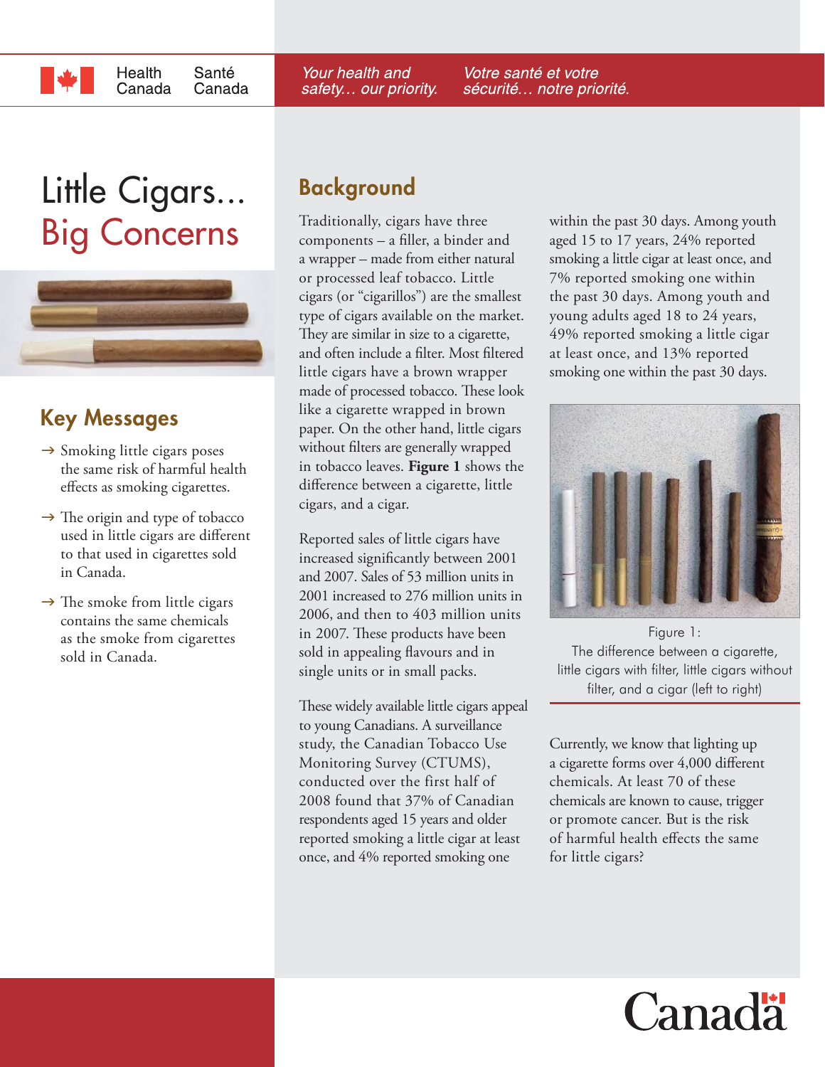# Little Cigars... Big Concerns

## Key Messages

- → Smoking little cigars poses the same risk of harmful health effects as smoking cigarettes.
- → The origin and type of tobacco used in little cigars are different to that used in cigarettes sold in Canada.
- → The smoke from little cigars contains the same chemicals as the smoke from cigarettes sold in Canada.

## Background

Traditionally, cigars have three components – a filler, a binder and a wrapper – made from either natural or processed leaf tobacco. Little cigars (or "cigarillos") are the smallest type of cigars available on the market. They are similar in size to a cigarette, and often include a filter. Most filtered little cigars have a brown wrapper made of processed tobacco. These look like a cigarette wrapped in brown paper. On the other hand, little cigars without filters are generally wrapped in tobacco leaves. **Figure 1** shows the difference between a cigarette, little cigars, and a cigar.

Reported sales of little cigars have increased significantly between 2001 and 2007. Sales of 53 million units in 2001 increased to 276 million units in 2006, and then to 403 million units in 2007. These products have been sold in appealing flavours and in single units or in small packs.

These widely available little cigars appeal to young Canadians. A surveillance study, the Canadian Tobacco Use Monitoring Survey (CTUMS), conducted over the first half of 2008 found that 37% of Canadian respondents aged 15 years and older reported smoking a little cigar at least once, and 4% reported smoking one within the past 30 days. Among youth aged 15 to 17 years, 24% reported smoking a little cigar at least once, and 7% reported smoking one within the past 30 days. Among youth and young adults aged 18 to 24 years, 49% reported smoking a little cigar at least once, and 13% reported smoking one within the past 30 days.

Figure 1:
The difference between a cigarette, little cigars with filter, little cigars without filter, and a cigar (left to right)

Currently, we know that lighting up a cigarette forms over 4,000 different chemicals. At least 70 of these chemicals are known to cause, trigger or promote cancer. But is the risk of harmful health effects the same for little cigars?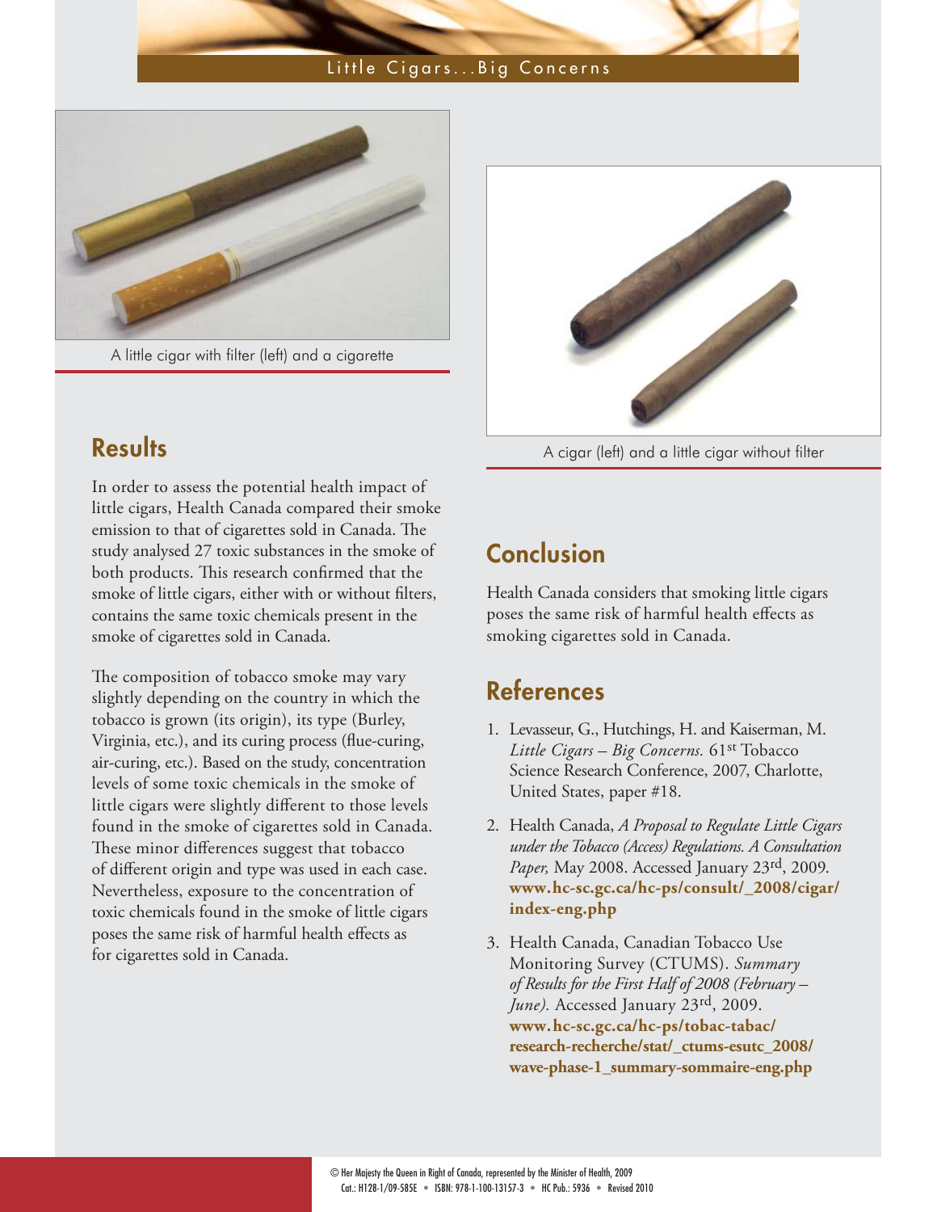A little cigar with filter (left) and a cigarette

A cigar (left) and a little cigar without filter

## Results

In order to assess the potential health impact of little cigars, Health Canada compared their smoke emission to that of cigarettes sold in Canada. The study analysed 27 toxic substances in the smoke of both products. This research confirmed that the smoke of little cigars, either with or without filters, contains the same toxic chemicals present in the smoke of cigarettes sold in Canada.

The composition of tobacco smoke may vary slightly depending on the country in which the tobacco is grown (its origin), its type (Burley, Virginia, etc.), and its curing process (flue-curing, air-curing, etc.). Based on the study, concentration levels of some toxic chemicals in the smoke of little cigars were slightly different to those levels found in the smoke of cigarettes sold in Canada. These minor differences suggest that tobacco of different origin and type was used in each case. Nevertheless, exposure to the concentration of toxic chemicals found in the smoke of little cigars poses the same risk of harmful health effects as for cigarettes sold in Canada.

## Conclusion

Health Canada considers that smoking little cigars poses the same risk of harmful health effects as smoking cigarettes sold in Canada.

## References

1. Levasseur, G., Hutchings, H. and Kaiserman, M. *Little Cigars – Big Concerns.* 61st Tobacco Science Research Conference, 2007, Charlotte, United States, paper #18.
2. Health Canada, *A Proposal to Regulate Little Cigars under the Tobacco (Access) Regulations. A Consultation Paper,* May 2008. Accessed January 23rd, 2009. **www.hc-sc.gc.ca/hc-ps/consult/_2008/cigar/index-eng.php**
3. Health Canada, Canadian Tobacco Use Monitoring Survey (CTUMS). *Summary of Results for the First Half of 2008 (February – June).* Accessed January 23rd, 2009. **www.hc-sc.gc.ca/hc-ps/tobac-tabac/research-recherche/stat/_ctums-esutc_2008/wave-phase-1_summary-sommaire-eng.php**

© Her Majesty the Queen in Right of Canada, represented by the Minister of Health, 2009
Cat.: H128-1/09-585E • ISBN: 978-1-100-13157-3 • HC Pub.: 5936 • Revised 2010